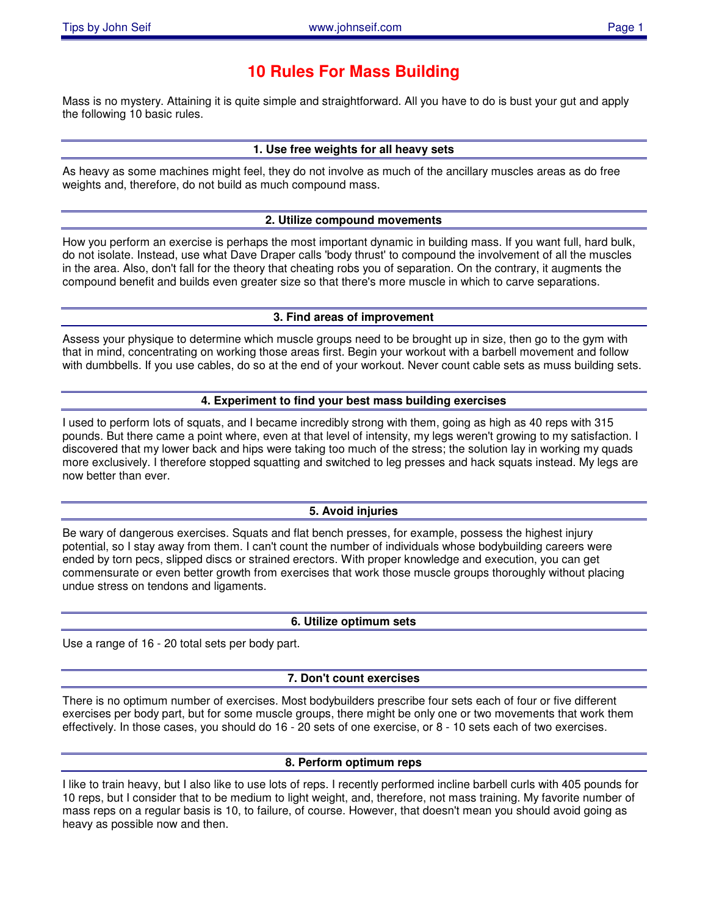# 10 Rules For Mass Building

Mass is no mystery. Attaining it is quite simple and straightforward. All you have to do is bust your gut and apply the following 10 basic rules.

### 1. Use free weights for all heavy sets

As heavy as some machines might feel, they do not involve as much of the ancillary muscles areas as do free weights and, therefore, do not build as much compound mass.

### 2. Utilize compound movements

How you perform an exercise is perhaps the most important dynamic in building mass. If you want full, hard bulk, do not isolate. Instead, use what Dave Draper calls 'body thrust' to compound the involvement of all the muscles in the area. Also, don't fall for the theory that cheating robs you of separation. On the contrary, it augments the compound benefit and builds even greater size so that there's more muscle in which to carve separations.

### 3. Find areas of improvement

Assess your physique to determine which muscle groups need to be brought up in size, then go to the gym with that in mind, concentrating on working those areas first. Begin your workout with a barbell movement and follow with dumbbells. If you use cables, do so at the end of your workout. Never count cable sets as muss building sets.

### 4. Experiment to find your best mass building exercises

I used to perform lots of squats, and I became incredibly strong with them, going as high as 40 reps with 315 pounds. But there came a point where, even at that level of intensity, my legs weren't growing to my satisfaction. I discovered that my lower back and hips were taking too much of the stress; the solution lay in working my quads more exclusively. I therefore stopped squatting and switched to leg presses and hack squats instead. My legs are now better than ever.

### 5. Avoid injuries

Be wary of dangerous exercises. Squats and flat bench presses, for example, possess the highest injury potential, so I stay away from them. I can't count the number of individuals whose bodybuilding careers were ended by torn pecs, slipped discs or strained erectors. With proper knowledge and execution, you can get commensurate or even better growth from exercises that work those muscle groups thoroughly without placing undue stress on tendons and ligaments.

### 6. Utilize optimum sets

Use a range of 16 - 20 total sets per body part.

### 7. Don't count exercises

There is no optimum number of exercises. Most bodybuilders prescribe four sets each of four or five different exercises per body part, but for some muscle groups, there might be only one or two movements that work them effectively. In those cases, you should do 16 - 20 sets of one exercise, or 8 - 10 sets each of two exercises.

### 8. Perform optimum reps

I like to train heavy, but I also like to use lots of reps. I recently performed incline barbell curls with 405 pounds for 10 reps, but I consider that to be medium to light weight, and, therefore, not mass training. My favorite number of mass reps on a regular basis is 10, to failure, of course. However, that doesn't mean you should avoid going as heavy as possible now and then.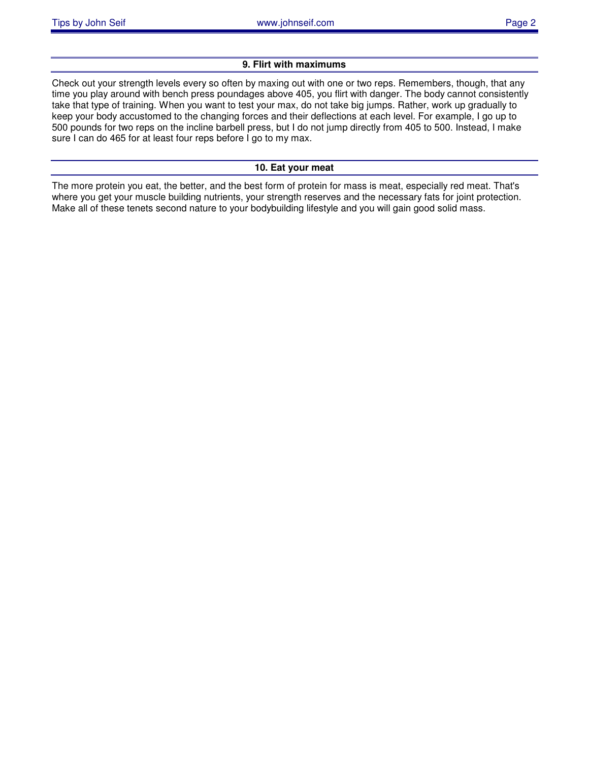## 9. Flirt with maximums

Check out your strength levels every so often by maxing out with one or two reps. Remembers, though, that any time you play around with bench press poundages above 405, you flirt with danger. The body cannot consistently take that type of training. When you want to test your max, do not take big jumps. Rather, work up gradually to keep your body accustomed to the changing forces and their deflections at each level. For example, I go up to 500 pounds for two reps on the incline barbell press, but I do not jump directly from 405 to 500. Instead, I make sure I can do 465 for at least four reps before I go to my max.

## 10. Eat your meat

The more protein you eat, the better, and the best form of protein for mass is meat, especially red meat. That's where you get your muscle building nutrients, your strength reserves and the necessary fats for joint protection. Make all of these tenets second nature to your bodybuilding lifestyle and you will gain good solid mass.